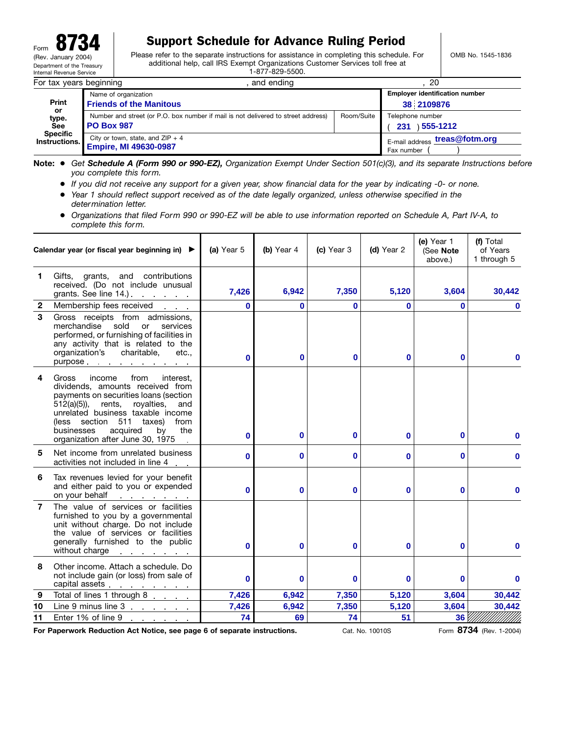Form **8734**
(Rev. January 2004)
Department of the Treasury
Internal Revenue Service

# Support Schedule for Advance Ruling Period

Please refer to the separate instructions for assistance in completing this schedule. For additional help, call IRS Exempt Organizations Customer Services toll free at 1-877-829-5500.

OMB No. 1545-1836

For tax years beginning , and ending , 20

| Print or type. See Specific Instructions. | |
|---|---|
| Name of organization: **Friends of the Manitous** | Employer identification number: **38 2109876** |
| Number and street (or P.O. box number if mail is not delivered to street address): **PO Box 987** Room/Suite: | Telephone number: **( 231 ) 555-1212** |
| City or town, state, and ZIP + 4: **Empire, MI 49630-0987** | E-mail address: **treas@fotm.org** Fax number ( ) |

**Note:**
- *Get **Schedule A (Form 990 or 990-EZ),** Organization Exempt Under Section 501(c)(3), and its separate Instructions before you complete this form.*
- *If you did not receive any support for a given year, show financial data for the year by indicating -0- or none.*
- *Year 1 should reflect support received as of the date legally organized, unless otherwise specified in the determination letter.*
- *Organizations that filed Form 990 or 990-EZ will be able to use information reported on Schedule A, Part IV-A, to complete this form.*

| | Calendar year (or fiscal year beginning in) ▶ | (a) Year 5 | (b) Year 4 | (c) Year 3 | (d) Year 2 | (e) Year 1 (See **Note** above.) | (f) Total of Years 1 through 5 |
|---|---|---|---|---|---|---|---|
| 1 | Gifts, grants, and contributions received. (Do not include unusual grants. See line 14.) | 7,426 | 6,942 | 7,350 | 5,120 | 3,604 | 30,442 |
| 2 | Membership fees received | 0 | 0 | 0 | 0 | 0 | 0 |
| 3 | Gross receipts from admissions, merchandise sold or services performed, or furnishing of facilities in any activity that is related to the organization's charitable, etc., purpose | 0 | 0 | 0 | 0 | 0 | 0 |
| 4 | Gross income from interest, dividends, amounts received from payments on securities loans (section 512(a)(5)), rents, royalties, and unrelated business taxable income (less section 511 taxes) from businesses acquired by the organization after June 30, 1975 | 0 | 0 | 0 | 0 | 0 | 0 |
| 5 | Net income from unrelated business activities not included in line 4 | 0 | 0 | 0 | 0 | 0 | 0 |
| 6 | Tax revenues levied for your benefit and either paid to you or expended on your behalf | 0 | 0 | 0 | 0 | 0 | 0 |
| 7 | The value of services or facilities furnished to you by a governmental unit without charge. Do not include the value of services or facilities generally furnished to the public without charge | 0 | 0 | 0 | 0 | 0 | 0 |
| 8 | Other income. Attach a schedule. Do not include gain (or loss) from sale of capital assets | 0 | 0 | 0 | 0 | 0 | 0 |
| 9 | Total of lines 1 through 8 | 7,426 | 6,942 | 7,350 | 5,120 | 3,604 | 30,442 |
| 10 | Line 9 minus line 3 | 7,426 | 6,942 | 7,350 | 5,120 | 3,604 | 30,442 |
| 11 | Enter 1% of line 9 | 74 | 69 | 74 | 51 | 36 | |

**For Paperwork Reduction Act Notice, see page 6 of separate instructions.** Cat. No. 10010S Form **8734** (Rev. 1-2004)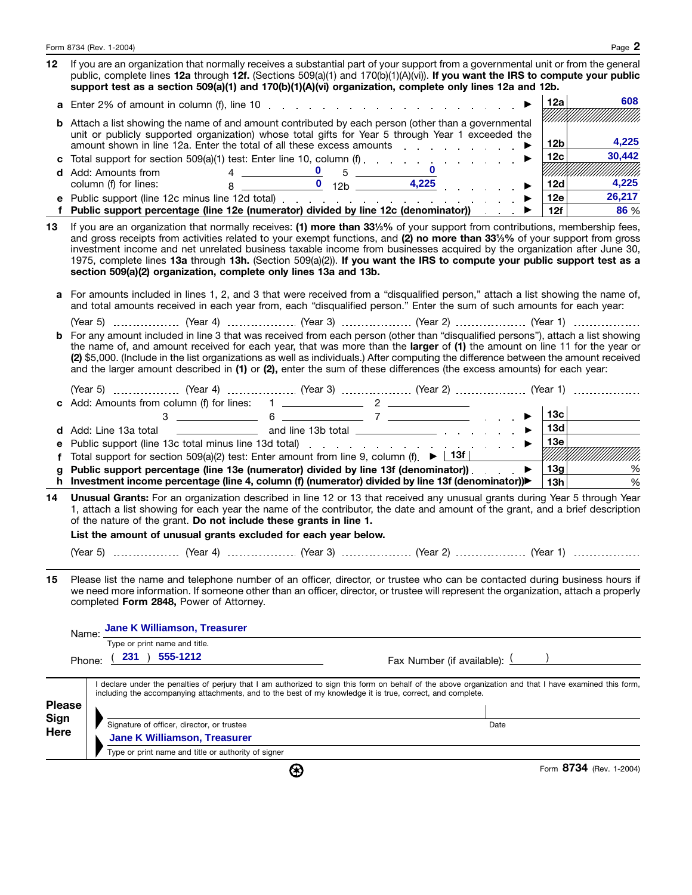**12** If you are an organization that normally receives a substantial part of your support from a governmental unit or from the general public, complete lines **12a** through **12f.** (Sections 509(a)(1) and 170(b)(1)(A)(vi)). **If you want the IRS to compute your public support test as a section 509(a)(1) and 170(b)(1)(A)(vi) organization, complete only lines 12a and 12b.**

| | | | |
|---|---|---|---|
| **a** | Enter 2% of amount in column (f), line 10 ▶ | **12a** | 608 |
| **b** | Attach a list showing the name of and amount contributed by each person (other than a governmental unit or publicly supported organization) whose total gifts for Year 5 through Year 1 exceeded the amount shown in line 12a. Enter the total of all these excess amounts ▶ | **12b** | 4,225 |
| **c** | Total support for section 509(a)(1) test: Enter line 10, column (f) ▶ | **12c** | 30,442 |
| **d** | Add: Amounts from column (f) for lines: 4 ___0___ 5 ___0___ 8 ___0___ 12b ___4,225___ ▶ | **12d** | 4,225 |
| **e** | Public support (line 12c minus line 12d total) ▶ | **12e** | 26,217 |
| **f** | **Public support percentage (line 12e (numerator) divided by line 12c (denominator))** ▶ | **12f** | 86 % |

**13** If you are an organization that normally receives: **(1) more than 33⅓%** of your support from contributions, membership fees, and gross receipts from activities related to your exempt functions, and **(2) no more than 33⅓%** of your support from gross investment income and net unrelated business taxable income from businesses acquired by the organization after June 30, 1975, complete lines **13a** through **13h.** (Section 509(a)(2)). **If you want the IRS to compute your public support test as a section 509(a)(2) organization, complete only lines 13a and 13b.**

**a** For amounts included in lines 1, 2, and 3 that were received from a "disqualified person," attach a list showing the name of, and total amounts received in each year from, each "disqualified person." Enter the sum of such amounts for each year:

(Year 5) .................. (Year 4) .................. (Year 3) .................. (Year 2) .................. (Year 1) ..................

**b** For any amount included in line 3 that was received from each person (other than "disqualified persons"), attach a list showing the name of, and amount received for each year, that was more than the **larger** of **(1)** the amount on line 11 for the year or **(2)** $5,000. (Include in the list organizations as well as individuals.) After computing the difference between the amount received and the larger amount described in **(1)** or **(2),** enter the sum of these differences (the excess amounts) for each year:

(Year 5) .................. (Year 4) .................. (Year 3) .................. (Year 2) .................. (Year 1) ..................

| | | | |
|---|---|---|---|
| **c** | Add: Amounts from column (f) for lines: 1 ______ 2 ______ 3 ______ 6 ______ 7 ______ ▶ | **13c** | |
| **d** | Add: Line 13a total ______ and line 13b total ______ ▶ | **13d** | |
| **e** | Public support (line 13c total minus line 13d total) ▶ | **13e** | |
| **f** | Total support for section 509(a)(2) test: Enter amount from line 9, column (f). ▶ **13f** | | |
| **g** | **Public support percentage (line 13e (numerator) divided by line 13f (denominator))** ▶ | **13g** | % |
| **h** | **Investment income percentage (line 4, column (f) (numerator) divided by line 13f (denominator))** ▶ | **13h** | % |

**14** **Unusual Grants:** For an organization described in line 12 or 13 that received any unusual grants during Year 5 through Year 1, attach a list showing for each year the name of the contributor, the date and amount of the grant, and a brief description of the nature of the grant. **Do not include these grants in line 1.**

**List the amount of unusual grants excluded for each year below.**

(Year 5) .................. (Year 4) .................. (Year 3) .................. (Year 2) .................. (Year 1) ..................

**15** Please list the name and telephone number of an officer, director, or trustee who can be contacted during business hours if we need more information. If someone other than an officer, director, or trustee will represent the organization, attach a properly completed **Form 2848,** Power of Attorney.

Name: Jane K Williamson, Treasurer
Type or print name and title.

Phone: ( 231 ) 555-1212    Fax Number (if available): (   )

**Please Sign Here**

I declare under the penalties of perjury that I am authorized to sign this form on behalf of the above organization and that I have examined this form, including the accompanying attachments, and to the best of my knowledge it is true, correct, and complete.

▶ ______________________________ Date ______
Signature of officer, director, or trustee

▶ Jane K Williamson, Treasurer
Type or print name and title or authority of signer

Form **8734** (Rev. 1-2004)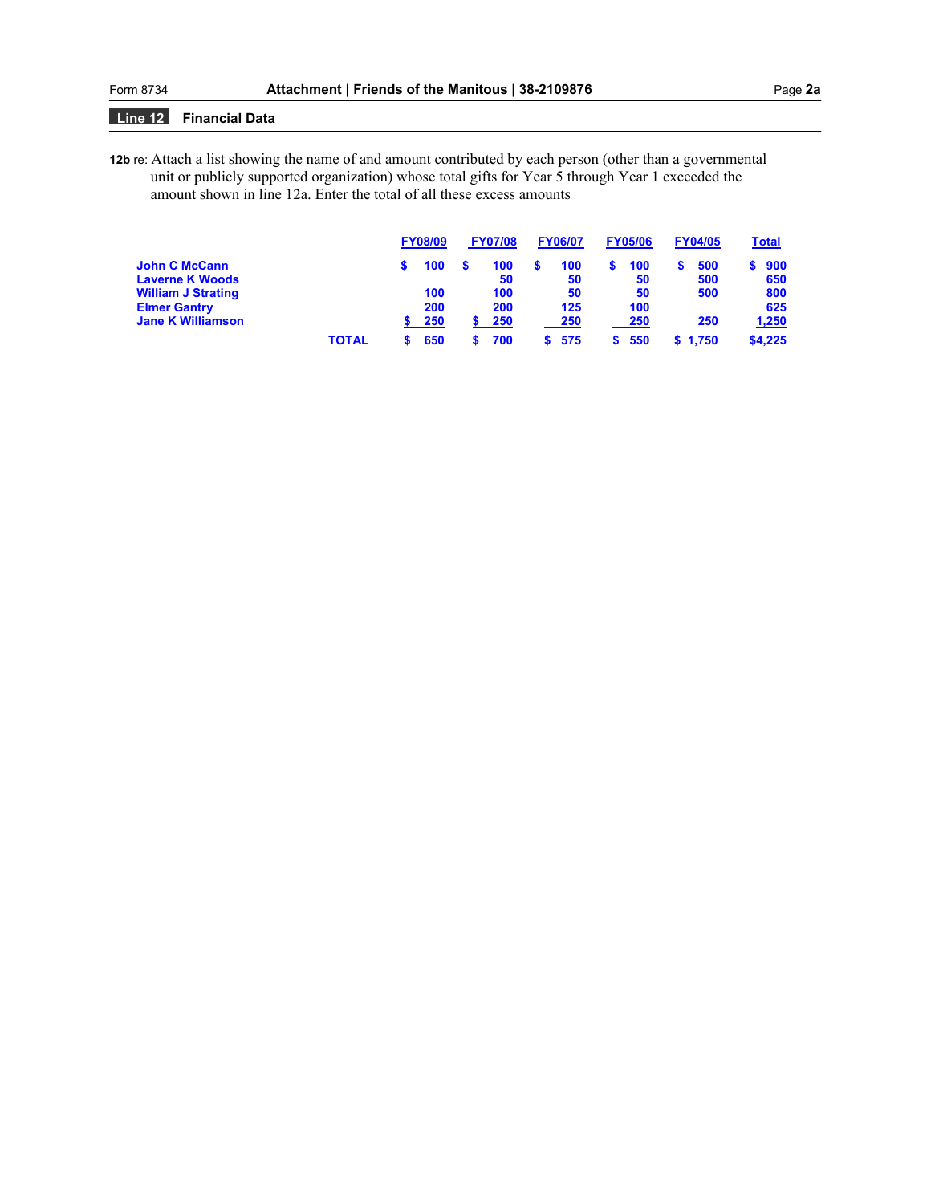**Line 12** Financial Data

**12b** re: Attach a list showing the name of and amount contributed by each person (other than a governmental unit or publicly supported organization) whose total gifts for Year 5 through Year 1 exceeded the amount shown in line 12a. Enter the total of all these excess amounts

| | FY08/09 | FY07/08 | FY06/07 | FY05/06 | FY04/05 | Total |
|---|---|---|---|---|---|---|
| John C McCann | $ 100 | $ 100 | $ 100 | $ 100 | $ 500 | $ 900 |
| Laverne K Woods | | 50 | 50 | 50 | 500 | 650 |
| William J Strating | 100 | 100 | 50 | 50 | 500 | 800 |
| Elmer Gantry | 200 | 200 | 125 | 100 | | 625 |
| Jane K Williamson | $ 250 | $ 250 | 250 | 250 | 250 | 1,250 |
| TOTAL | $ 650 | $ 700 | $ 575 | $ 550 | $ 1,750 | $4,225 |